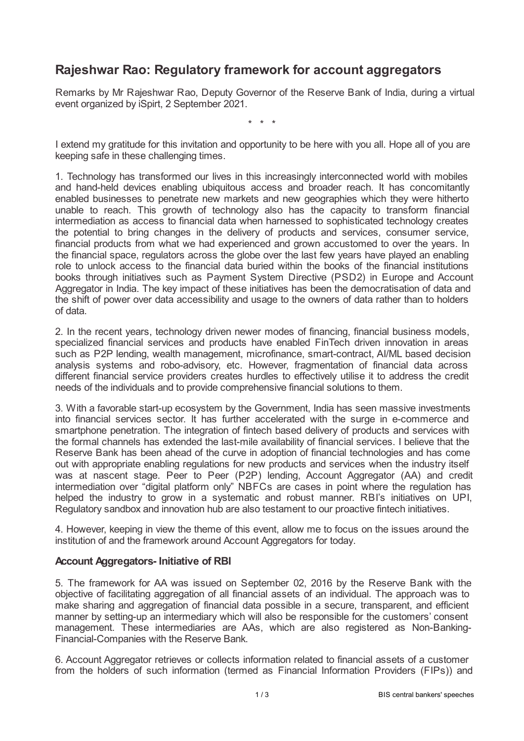# Rajeshwar Rao: Regulatory framework for account aggregators

Remarks by Mr Rajeshwar Rao, Deputy Governor of the Reserve Bank of India, during a virtual event organized by iSpirt, 2 September 2021.

\* \* \*

I extend my gratitude for this invitation and opportunity to be here with you all. Hope all of you are keeping safe in these challenging times.

1. Technology has transformed our lives in this increasingly interconnected world with mobiles and hand-held devices enabling ubiquitous access and broader reach. It has concomitantly enabled businesses to penetrate new markets and new geographies which they were hitherto unable to reach. This growth of technology also has the capacity to transform financial intermediation as access to financial data when harnessed to sophisticated technology creates the potential to bring changes in the delivery of products and services, consumer service, financial products from what we had experienced and grown accustomed to over the years. In the financial space, regulators across the globe over the last few years have played an enabling role to unlock access to the financial data buried within the books of the financial institutions books through initiatives such as Payment System Directive (PSD2) in Europe and Account Aggregator in India. The key impact of these initiatives has been the democratisation of data and the shift of power over data accessibility and usage to the owners of data rather than to holders of data.

2. In the recent years, technology driven newer modes of financing, financial business models, specialized financial services and products have enabled FinTech driven innovation in areas such as P2P lending, wealth management, microfinance, smart-contract, AI/ML based decision analysis systems and robo-advisory, etc. However, fragmentation of financial data across different financial service providers creates hurdles to effectively utilise it to address the credit needs of the individuals and to provide comprehensive financial solutions to them.

3. With a favorable start-up ecosystem by the Government, India has seen massive investments into financial services sector. It has further accelerated with the surge in e-commerce and smartphone penetration. The integration of fintech based delivery of products and services with the formal channels has extended the last-mile availability of financial services. I believe that the Reserve Bank has been ahead of the curve in adoption of financial technologies and has come out with appropriate enabling regulations for new products and services when the industry itself was at nascent stage. Peer to Peer (P2P) lending, Account Aggregator (AA) and credit intermediation over "digital platform only" NBFCs are cases in point where the regulation has helped the industry to grow in a systematic and robust manner. RBI's initiatives on UPI, Regulatory sandbox and innovation hub are also testament to our proactive fintech initiatives.

4. However, keeping in view the theme of this event, allow me to focus on the issues around the institution of and the framework around Account Aggregators for today.

### Account Aggregators- Initiative of RBI

5. The framework for AA was issued on September 02, 2016 by the Reserve Bank with the objective of facilitating aggregation of all financial assets of an individual. The approach was to make sharing and aggregation of financial data possible in a secure, transparent, and efficient manner by setting-up an intermediary which will also be responsible for the customers' consent management. These intermediaries are AAs, which are also registered as Non-Banking-Financial-Companies with the Reserve Bank.

6. Account Aggregator retrieves or collects information related to financial assets of a customer from the holders of such information (termed as Financial Information Providers (FIPs)) and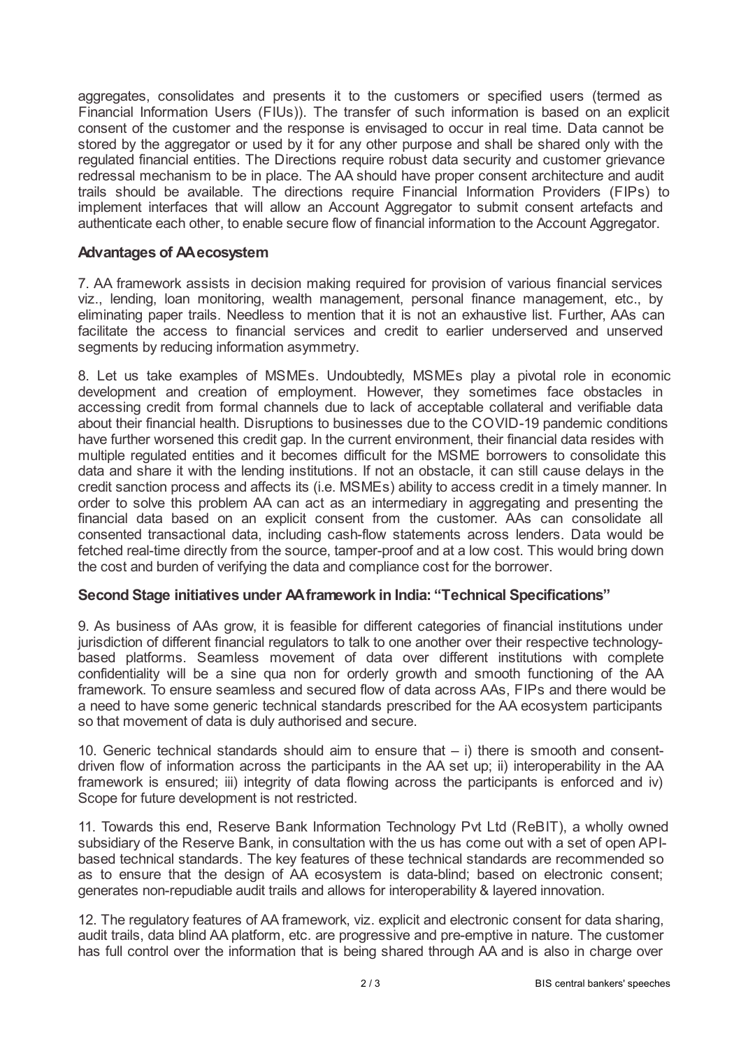aggregates, consolidates and presents it to the customers or specified users (termed as Financial Information Users (FIUs)). The transfer of such information is based on an explicit consent of the customer and the response is envisaged to occur in real time. Data cannot be stored by the aggregator or used by it for any other purpose and shall be shared only with the regulated financial entities. The Directions require robust data security and customer grievance redressal mechanism to be in place. The AA should have proper consent architecture and audit trails should be available. The directions require Financial Information Providers (FIPs) to implement interfaces that will allow an Account Aggregator to submit consent artefacts and authenticate each other, to enable secure flow of financial information to the Account Aggregator.

### Advantages of AA ecosystem

7. AA framework assists in decision making required for provision of various financial services viz., lending, loan monitoring, wealth management, personal finance management, etc., by eliminating paper trails. Needless to mention that it is not an exhaustive list. Further, AAs can facilitate the access to financial services and credit to earlier underserved and unserved segments by reducing information asymmetry.

8. Let us take examples of MSMEs. Undoubtedly, MSMEs play a pivotal role in economic development and creation of employment. However, they sometimes face obstacles in accessing credit from formal channels due to lack of acceptable collateral and verifiable data about their financial health. Disruptions to businesses due to the COVID-19 pandemic conditions have further worsened this credit gap. In the current environment, their financial data resides with multiple regulated entities and it becomes difficult for the MSME borrowers to consolidate this data and share it with the lending institutions. If not an obstacle, it can still cause delays in the credit sanction process and affects its (i.e. MSMEs) ability to access credit in a timely manner. In order to solve this problem AA can act as an intermediary in aggregating and presenting the financial data based on an explicit consent from the customer. AAs can consolidate all consented transactional data, including cash-flow statements across lenders. Data would be fetched real-time directly from the source, tamper-proof and at a low cost. This would bring down the cost and burden of verifying the data and compliance cost for the borrower.

### Second Stage initiatives under AA framework in India: "Technical Specifications"

9. As business of AAs grow, it is feasible for different categories of financial institutions under jurisdiction of different financial regulators to talk to one another over their respective technology-based platforms. Seamless movement of data over different institutions with complete confidentiality will be a sine qua non for orderly growth and smooth functioning of the AA framework. To ensure seamless and secured flow of data across AAs, FIPs and there would be a need to have some generic technical standards prescribed for the AA ecosystem participants so that movement of data is duly authorised and secure.

10. Generic technical standards should aim to ensure that – i) there is smooth and consent-driven flow of information across the participants in the AA set up; ii) interoperability in the AA framework is ensured; iii) integrity of data flowing across the participants is enforced and iv) Scope for future development is not restricted.

11. Towards this end, Reserve Bank Information Technology Pvt Ltd (ReBIT), a wholly owned subsidiary of the Reserve Bank, in consultation with the us has come out with a set of open API-based technical standards. The key features of these technical standards are recommended so as to ensure that the design of AA ecosystem is data-blind; based on electronic consent; generates non-repudiable audit trails and allows for interoperability & layered innovation.

12. The regulatory features of AA framework, viz. explicit and electronic consent for data sharing, audit trails, data blind AA platform, etc. are progressive and pre-emptive in nature. The customer has full control over the information that is being shared through AA and is also in charge over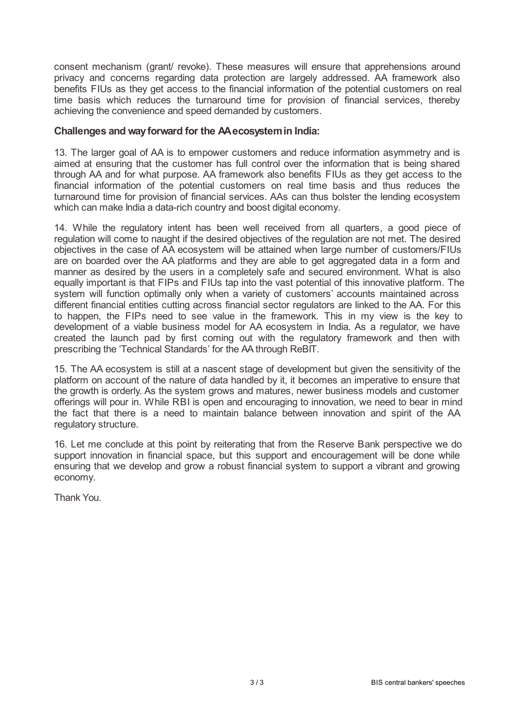consent mechanism (grant/ revoke). These measures will ensure that apprehensions around privacy and concerns regarding data protection are largely addressed. AA framework also benefits FIUs as they get access to the financial information of the potential customers on real time basis which reduces the turnaround time for provision of financial services, thereby achieving the convenience and speed demanded by customers.

### Challenges and way forward for the AA ecosystem in India:

13. The larger goal of AA is to empower customers and reduce information asymmetry and is aimed at ensuring that the customer has full control over the information that is being shared through AA and for what purpose. AA framework also benefits FIUs as they get access to the financial information of the potential customers on real time basis and thus reduces the turnaround time for provision of financial services. AAs can thus bolster the lending ecosystem which can make India a data-rich country and boost digital economy.

14. While the regulatory intent has been well received from all quarters, a good piece of regulation will come to naught if the desired objectives of the regulation are not met. The desired objectives in the case of AA ecosystem will be attained when large number of customers/FIUs are on boarded over the AA platforms and they are able to get aggregated data in a form and manner as desired by the users in a completely safe and secured environment. What is also equally important is that FIPs and FIUs tap into the vast potential of this innovative platform. The system will function optimally only when a variety of customers' accounts maintained across different financial entities cutting across financial sector regulators are linked to the AA. For this to happen, the FIPs need to see value in the framework. This in my view is the key to development of a viable business model for AA ecosystem in India. As a regulator, we have created the launch pad by first coming out with the regulatory framework and then with prescribing the 'Technical Standards' for the AA through ReBIT.

15. The AA ecosystem is still at a nascent stage of development but given the sensitivity of the platform on account of the nature of data handled by it, it becomes an imperative to ensure that the growth is orderly. As the system grows and matures, newer business models and customer offerings will pour in. While RBI is open and encouraging to innovation, we need to bear in mind the fact that there is a need to maintain balance between innovation and spirit of the AA regulatory structure.

16. Let me conclude at this point by reiterating that from the Reserve Bank perspective we do support innovation in financial space, but this support and encouragement will be done while ensuring that we develop and grow a robust financial system to support a vibrant and growing economy.

Thank You.